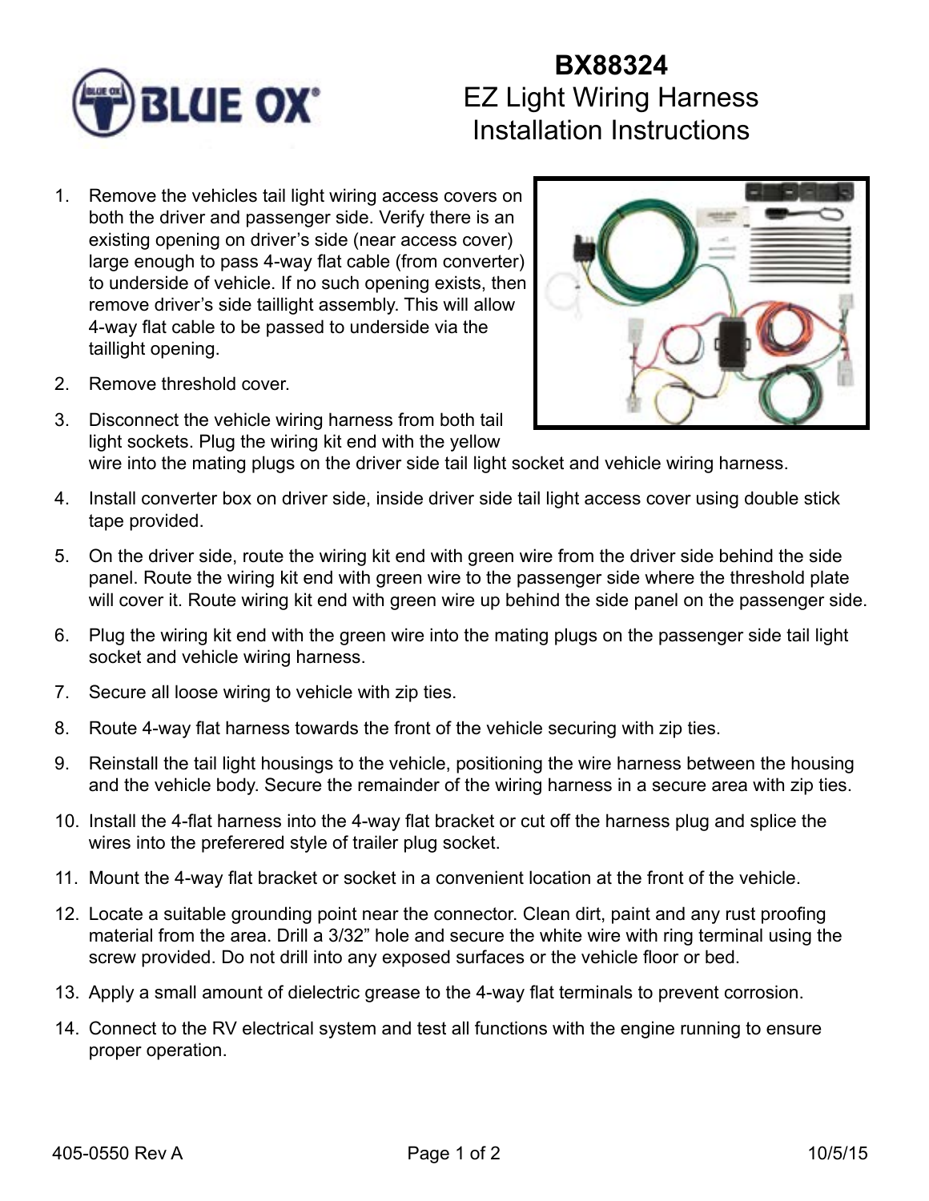# BX88324
## EZ Light Wiring Harness Installation Instructions

1. Remove the vehicles tail light wiring access covers on both the driver and passenger side. Verify there is an existing opening on driver's side (near access cover) large enough to pass 4-way flat cable (from converter) to underside of vehicle. If no such opening exists, then remove driver's side taillight assembly. This will allow 4-way flat cable to be passed to underside via the taillight opening.
2. Remove threshold cover.
3. Disconnect the vehicle wiring harness from both tail light sockets. Plug the wiring kit end with the yellow wire into the mating plugs on the driver side tail light socket and vehicle wiring harness.
4. Install converter box on driver side, inside driver side tail light access cover using double stick tape provided.
5. On the driver side, route the wiring kit end with green wire from the driver side behind the side panel. Route the wiring kit end with green wire to the passenger side where the threshold plate will cover it. Route wiring kit end with green wire up behind the side panel on the passenger side.
6. Plug the wiring kit end with the green wire into the mating plugs on the passenger side tail light socket and vehicle wiring harness.
7. Secure all loose wiring to vehicle with zip ties.
8. Route 4-way flat harness towards the front of the vehicle securing with zip ties.
9. Reinstall the tail light housings to the vehicle, positioning the wire harness between the housing and the vehicle body. Secure the remainder of the wiring harness in a secure area with zip ties.
10. Install the 4-flat harness into the 4-way flat bracket or cut off the harness plug and splice the wires into the preferered style of trailer plug socket.
11. Mount the 4-way flat bracket or socket in a convenient location at the front of the vehicle.
12. Locate a suitable grounding point near the connector. Clean dirt, paint and any rust proofing material from the area. Drill a 3/32" hole and secure the white wire with ring terminal using the screw provided. Do not drill into any exposed surfaces or the vehicle floor or bed.
13. Apply a small amount of dielectric grease to the 4-way flat terminals to prevent corrosion.
14. Connect to the RV electrical system and test all functions with the engine running to ensure proper operation.

405-0550 Rev A 10/5/15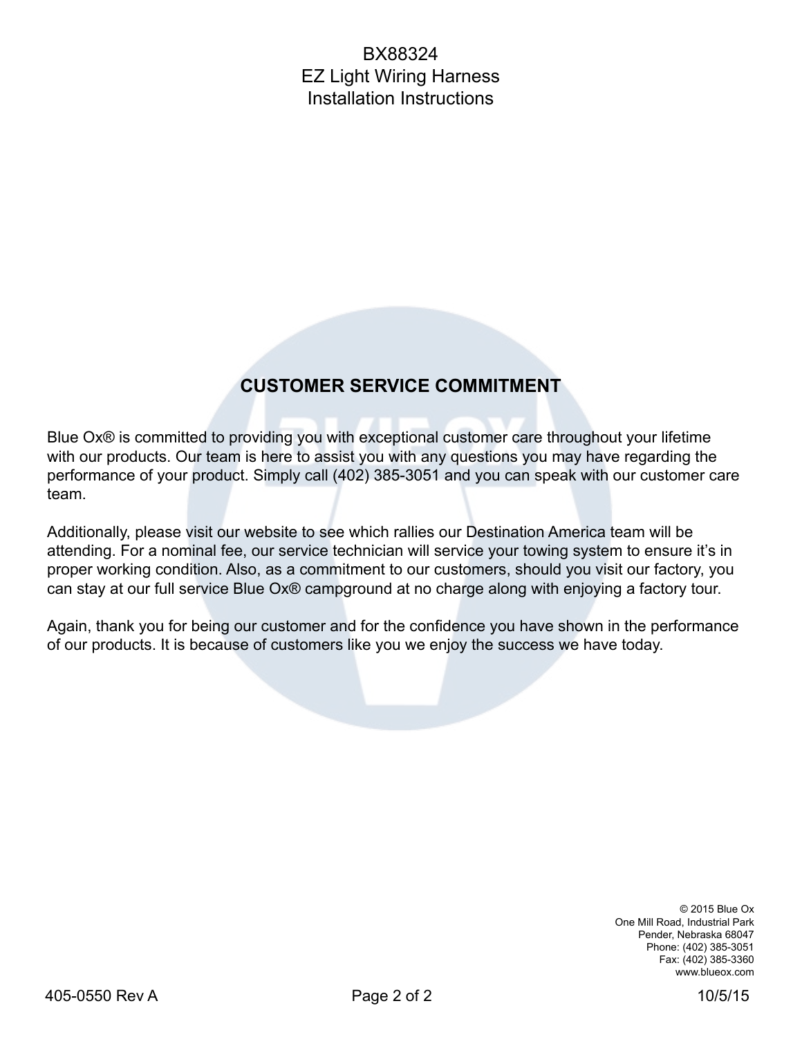## CUSTOMER SERVICE COMMITMENT

Blue Ox® is committed to providing you with exceptional customer care throughout your lifetime with our products. Our team is here to assist you with any questions you may have regarding the performance of your product. Simply call (402) 385-3051 and you can speak with our customer care team.

Additionally, please visit our website to see which rallies our Destination America team will be attending. For a nominal fee, our service technician will service your towing system to ensure it's in proper working condition. Also, as a commitment to our customers, should you visit our factory, you can stay at our full service Blue Ox® campground at no charge along with enjoying a factory tour.

Again, thank you for being our customer and for the confidence you have shown in the performance of our products. It is because of customers like you we enjoy the success we have today.

© 2015 Blue Ox
One Mill Road, Industrial Park
Pender, Nebraska 68047
Phone: (402) 385-3051
Fax: (402) 385-3360
www.blueox.com